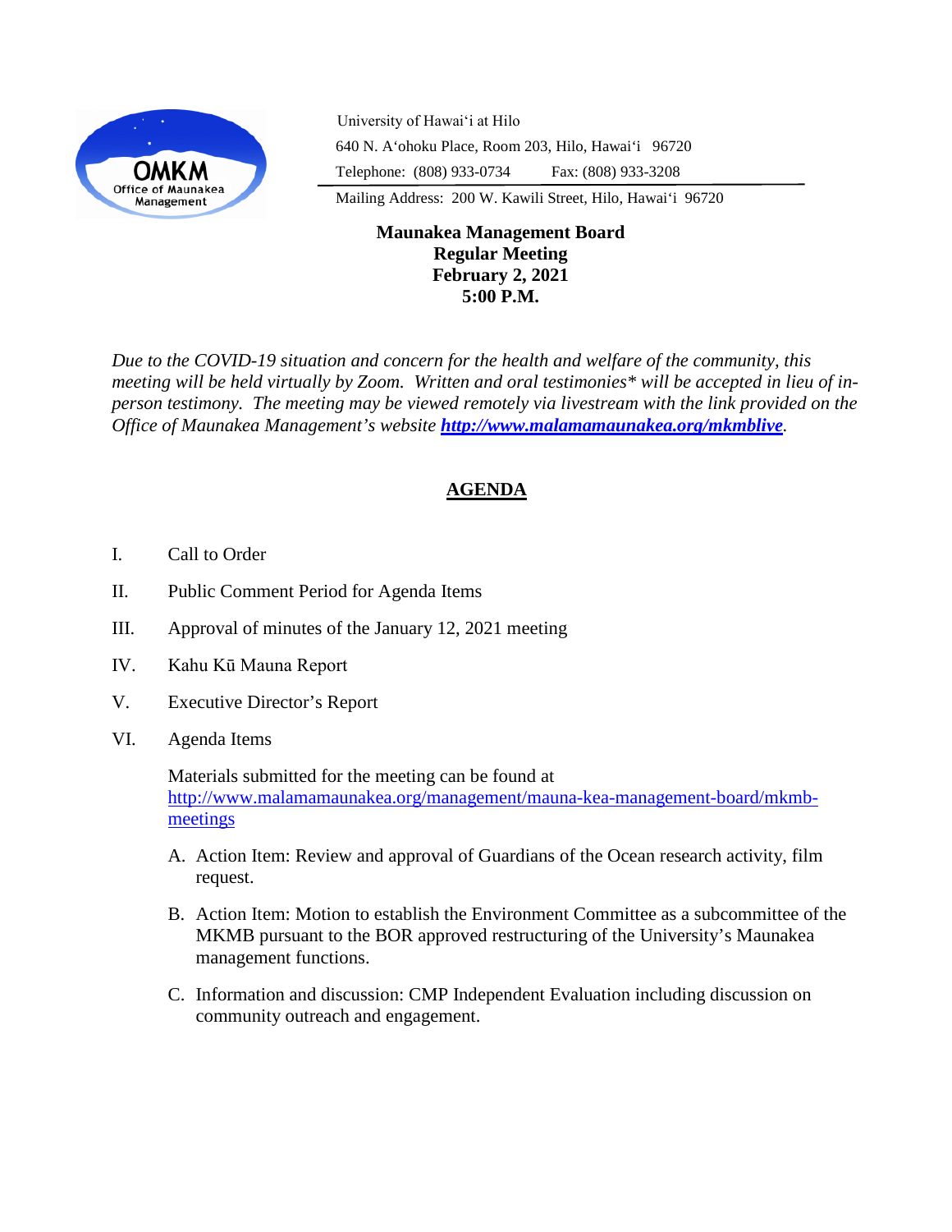OMKM
Office of Maunakea Management

University of Hawaiʻi at Hilo
640 N. Aʻohoku Place, Room 203, Hilo, Hawaiʻi 96720
Telephone: (808) 933-0734 Fax: (808) 933-3208
Mailing Address: 200 W. Kawili Street, Hilo, Hawaiʻi 96720

**Maunakea Management Board**
**Regular Meeting**
**February 2, 2021**
**5:00 P.M.**

*Due to the COVID-19 situation and concern for the health and welfare of the community, this meeting will be held virtually by Zoom. Written and oral testimonies* will be accepted in lieu of in-person testimony. The meeting may be viewed remotely via livestream with the link provided on the Office of Maunakea Management's website* ***[http://www.malamamaunakea.org/mkmblive](http://www.malamamaunakea.org/mkmblive)****.*

## AGENDA

I. Call to Order

II. Public Comment Period for Agenda Items

III. Approval of minutes of the January 12, 2021 meeting

IV. Kahu Kū Mauna Report

V. Executive Director's Report

VI. Agenda Items

Materials submitted for the meeting can be found at [http://www.malamamaunakea.org/management/mauna-kea-management-board/mkmb-meetings](http://www.malamamaunakea.org/management/mauna-kea-management-board/mkmb-meetings)

A. Action Item: Review and approval of Guardians of the Ocean research activity, film request.

B. Action Item: Motion to establish the Environment Committee as a subcommittee of the MKMB pursuant to the BOR approved restructuring of the University's Maunakea management functions.

C. Information and discussion: CMP Independent Evaluation including discussion on community outreach and engagement.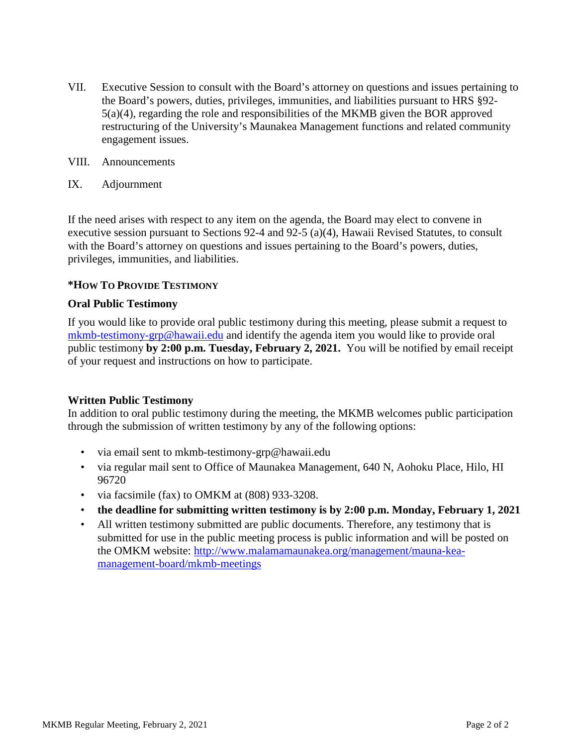VII. Executive Session to consult with the Board's attorney on questions and issues pertaining to the Board's powers, duties, privileges, immunities, and liabilities pursuant to HRS §92-5(a)(4), regarding the role and responsibilities of the MKMB given the BOR approved restructuring of the University's Maunakea Management functions and related community engagement issues.

VIII. Announcements

IX. Adjournment

If the need arises with respect to any item on the agenda, the Board may elect to convene in executive session pursuant to Sections 92-4 and 92-5 (a)(4), Hawaii Revised Statutes, to consult with the Board's attorney on questions and issues pertaining to the Board's powers, duties, privileges, immunities, and liabilities.

### *HOW TO PROVIDE TESTIMONY

**Oral Public Testimony**

If you would like to provide oral public testimony during this meeting, please submit a request to mkmb-testimony-grp@hawaii.edu and identify the agenda item you would like to provide oral public testimony **by 2:00 p.m. Tuesday, February 2, 2021.** You will be notified by email receipt of your request and instructions on how to participate.

**Written Public Testimony**

In addition to oral public testimony during the meeting, the MKMB welcomes public participation through the submission of written testimony by any of the following options:

- via email sent to mkmb-testimony-grp@hawaii.edu
- via regular mail sent to Office of Maunakea Management, 640 N, Aohoku Place, Hilo, HI 96720
- via facsimile (fax) to OMKM at (808) 933-3208.
- **the deadline for submitting written testimony is by 2:00 p.m. Monday, February 1, 2021**
- All written testimony submitted are public documents. Therefore, any testimony that is submitted for use in the public meeting process is public information and will be posted on the OMKM website: http://www.malamamaunakea.org/management/mauna-kea-management-board/mkmb-meetings